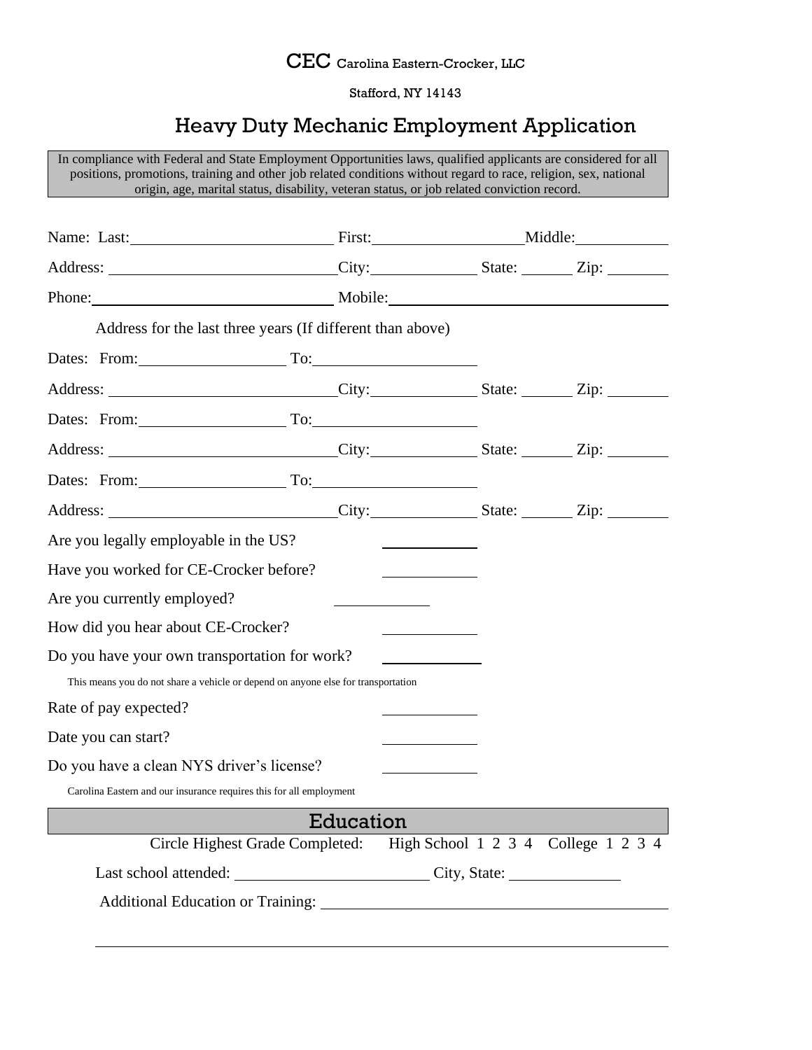CEC Carolina Eastern-Crocker, LLC

Stafford, NY 14143

# Heavy Duty Mechanic Employment Application

In compliance with Federal and State Employment Opportunities laws, qualified applicants are considered for all positions, promotions, training and other job related conditions without regard to race, religion, sex, national origin, age, marital status, disability, veteran status, or job related conviction record.

Name: Last: ______________________ First: ________________ Middle: __________

Address: ______________________ City: ____________ State: ______ Zip: _______

Phone: ______________________ Mobile: ______________________________

Address for the last three years (If different than above)

Dates: From: ________________ To: __________________

Address: ______________________ City: ____________ State: ______ Zip: _______

Dates: From: ________________ To: __________________

Address: ______________________ City: ____________ State: ______ Zip: _______

Dates: From: ________________ To: __________________

Address: ______________________ City: ____________ State: ______ Zip: _______

Are you legally employable in the US? __________

Have you worked for CE-Crocker before? __________

Are you currently employed? __________

How did you hear about CE-Crocker? __________

Do you have your own transportation for work? __________

This means you do not share a vehicle or depend on anyone else for transportation

Rate of pay expected? __________

Date you can start? __________

Do you have a clean NYS driver's license? __________

Carolina Eastern and our insurance requires this for all employment

## Education

Circle Highest Grade Completed: High School 1 2 3 4 College 1 2 3 4

Last school attended: ______________________ City, State: ____________

Additional Education or Training: ______________________________________

______________________________________________________________________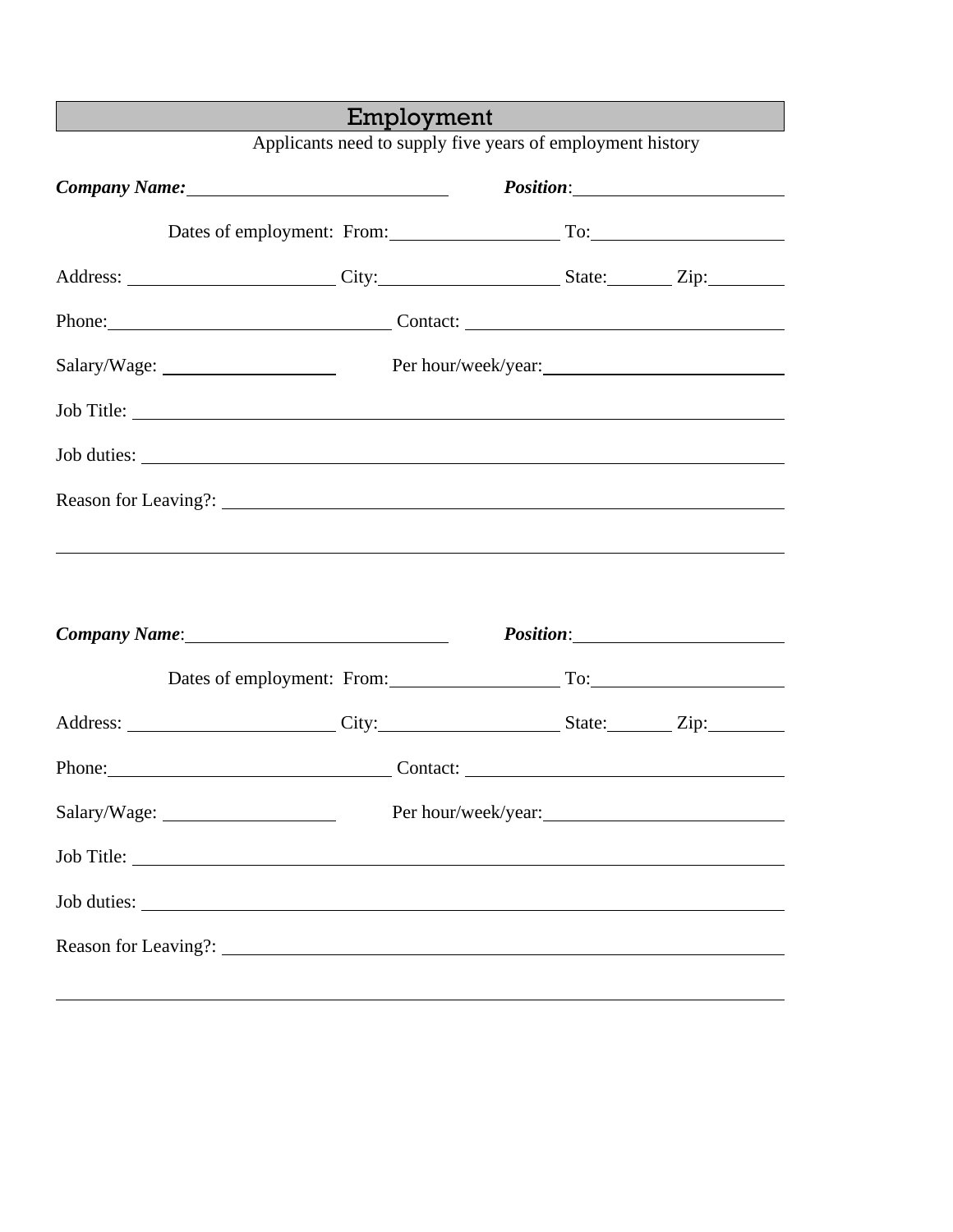## Employment

Applicants need to supply five years of employment history

***Company Name:*** ______________________________ ***Position***: ______________________

Dates of employment: From: __________________ To: ____________________

Address: ______________________ City: ____________________ State: _______ Zip: ________

Phone: ______________________________ Contact: __________________________________

Salary/Wage: __________________ Per hour/week/year: _________________________

Job Title: ______________________________________________________________________

Job duties: _____________________________________________________________________

Reason for Leaving?: _____________________________________________________________

_______________________________________________________________________________

***Company Name***: ______________________________ ***Position***: ______________________

Dates of employment: From: __________________ To: ____________________

Address: ______________________ City: ____________________ State: _______ Zip: ________

Phone: ______________________________ Contact: __________________________________

Salary/Wage: __________________ Per hour/week/year: _________________________

Job Title: ______________________________________________________________________

Job duties: _____________________________________________________________________

Reason for Leaving?: _____________________________________________________________

_______________________________________________________________________________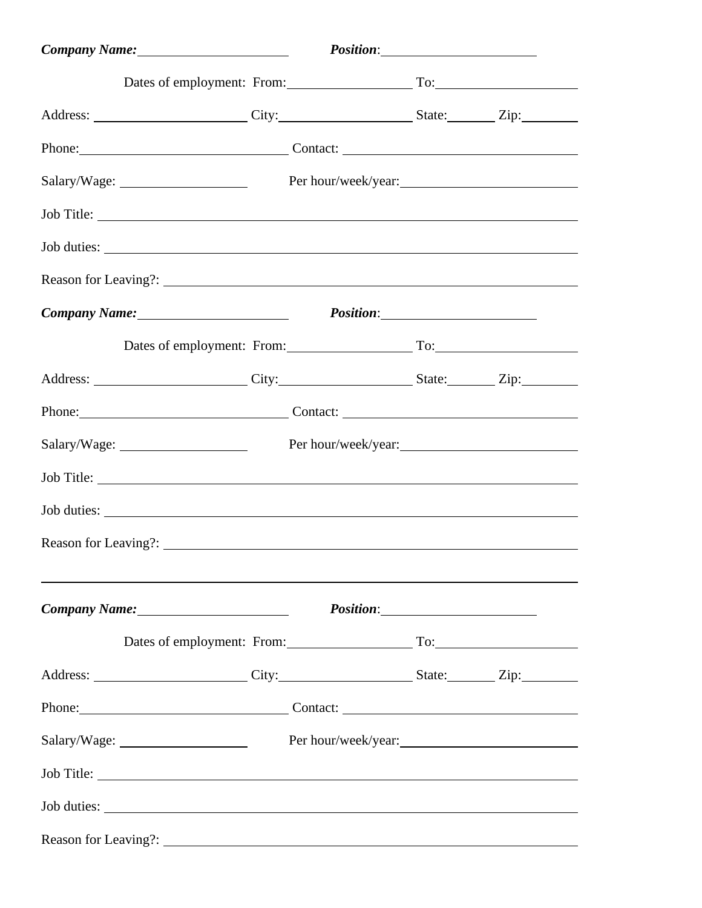***Company Name:*** ________________________ ***Position***: ________________________

Dates of employment: From: ____________________ To: ______________________

Address: ________________________ City: ____________________ State: ________ Zip: _________

Phone: ________________________________ Contact: ________________________________

Salary/Wage: ____________________ Per hour/week/year: ____________________________

Job Title: ______________________________________________________________________

Job duties: _____________________________________________________________________

Reason for Leaving?: ____________________________________________________________

***Company Name:*** ________________________ ***Position***: ________________________

Dates of employment: From: ____________________ To: ______________________

Address: ________________________ City: ____________________ State: ________ Zip: _________

Phone: ________________________________ Contact: ________________________________

Salary/Wage: ____________________ Per hour/week/year: ____________________________

Job Title: ______________________________________________________________________

Job duties: _____________________________________________________________________

Reason for Leaving?: ____________________________________________________________

_________________________________________________________________________________

***Company Name:*** ________________________ ***Position***: ________________________

Dates of employment: From: ____________________ To: ______________________

Address: ________________________ City: ____________________ State: ________ Zip: _________

Phone: ________________________________ Contact: ________________________________

Salary/Wage: ____________________ Per hour/week/year: ____________________________

Job Title: ______________________________________________________________________

Job duties: _____________________________________________________________________

Reason for Leaving?: ____________________________________________________________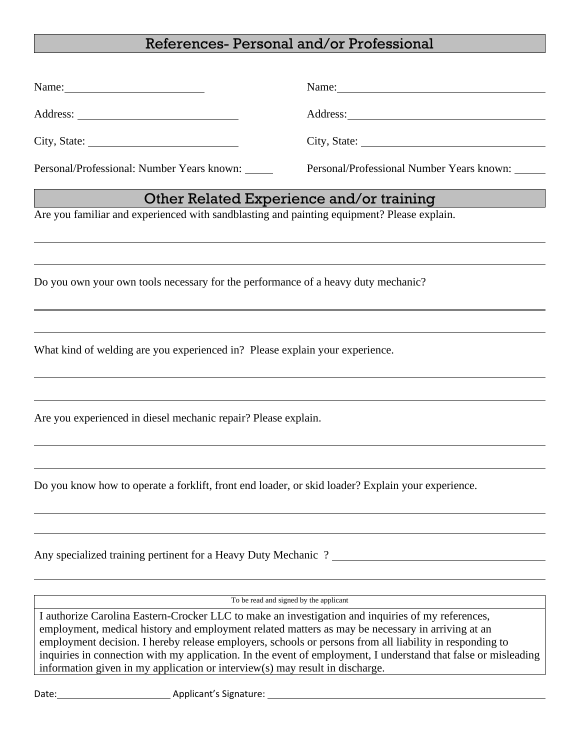## References- Personal and/or Professional

| | |
|---|---|
| Name: | Name: |
| Address: | Address: |
| City, State: | City, State: |
| Personal/Professional: Number Years known: | Personal/Professional Number Years known: |

## Other Related Experience and/or training

Are you familiar and experienced with sandblasting and painting equipment? Please explain.

Do you own your own tools necessary for the performance of a heavy duty mechanic?

What kind of welding are you experienced in? Please explain your experience.

Are you experienced in diesel mechanic repair? Please explain.

Do you know how to operate a forklift, front end loader, or skid loader? Explain your experience.

Any specialized training pertinent for a Heavy Duty Mechanic ?

To be read and signed by the applicant

I authorize Carolina Eastern-Crocker LLC to make an investigation and inquiries of my references, employment, medical history and employment related matters as may be necessary in arriving at an employment decision. I hereby release employers, schools or persons from all liability in responding to inquiries in connection with my application. In the event of employment, I understand that false or misleading information given in my application or interview(s) may result in discharge.

Date: Applicant's Signature: